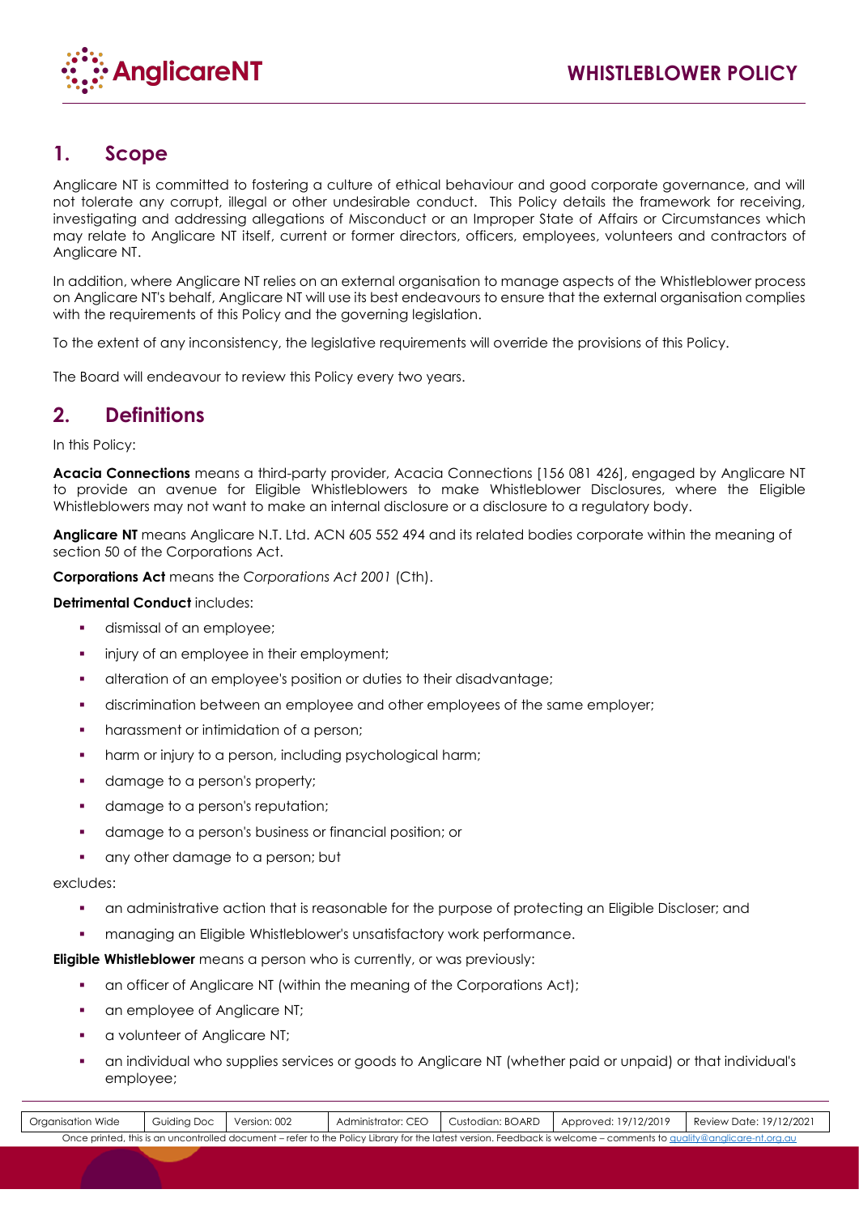## 1. Scope

Anglicare NT is committed to fostering a culture of ethical behaviour and good corporate governance, and will not tolerate any corrupt, illegal or other undesirable conduct. This Policy details the framework for receiving, investigating and addressing allegations of Misconduct or an Improper State of Affairs or Circumstances which may relate to Anglicare NT itself, current or former directors, officers, employees, volunteers and contractors of Anglicare NT.

In addition, where Anglicare NT relies on an external organisation to manage aspects of the Whistleblower process on Anglicare NT's behalf, Anglicare NT will use its best endeavours to ensure that the external organisation complies with the requirements of this Policy and the governing legislation.

To the extent of any inconsistency, the legislative requirements will override the provisions of this Policy.

The Board will endeavour to review this Policy every two years.

## 2. Definitions

In this Policy:

**Acacia Connections** means a third-party provider, Acacia Connections [156 081 426], engaged by Anglicare NT to provide an avenue for Eligible Whistleblowers to make Whistleblower Disclosures, where the Eligible Whistleblowers may not want to make an internal disclosure or a disclosure to a regulatory body.

**Anglicare NT** means Anglicare N.T. Ltd. ACN 605 552 494 and its related bodies corporate within the meaning of section 50 of the Corporations Act.

**Corporations Act** means the *Corporations Act 2001* (Cth).

**Detrimental Conduct** includes:

- dismissal of an employee;
- injury of an employee in their employment;
- alteration of an employee's position or duties to their disadvantage;
- discrimination between an employee and other employees of the same employer;
- harassment or intimidation of a person;
- harm or injury to a person, including psychological harm;
- damage to a person's property;
- damage to a person's reputation;
- damage to a person's business or financial position; or
- any other damage to a person; but

excludes:

- an administrative action that is reasonable for the purpose of protecting an Eligible Discloser; and
- managing an Eligible Whistleblower's unsatisfactory work performance.

**Eligible Whistleblower** means a person who is currently, or was previously:

- an officer of Anglicare NT (within the meaning of the Corporations Act);
- an employee of Anglicare NT;
- a volunteer of Anglicare NT;
- an individual who supplies services or goods to Anglicare NT (whether paid or unpaid) or that individual's employee;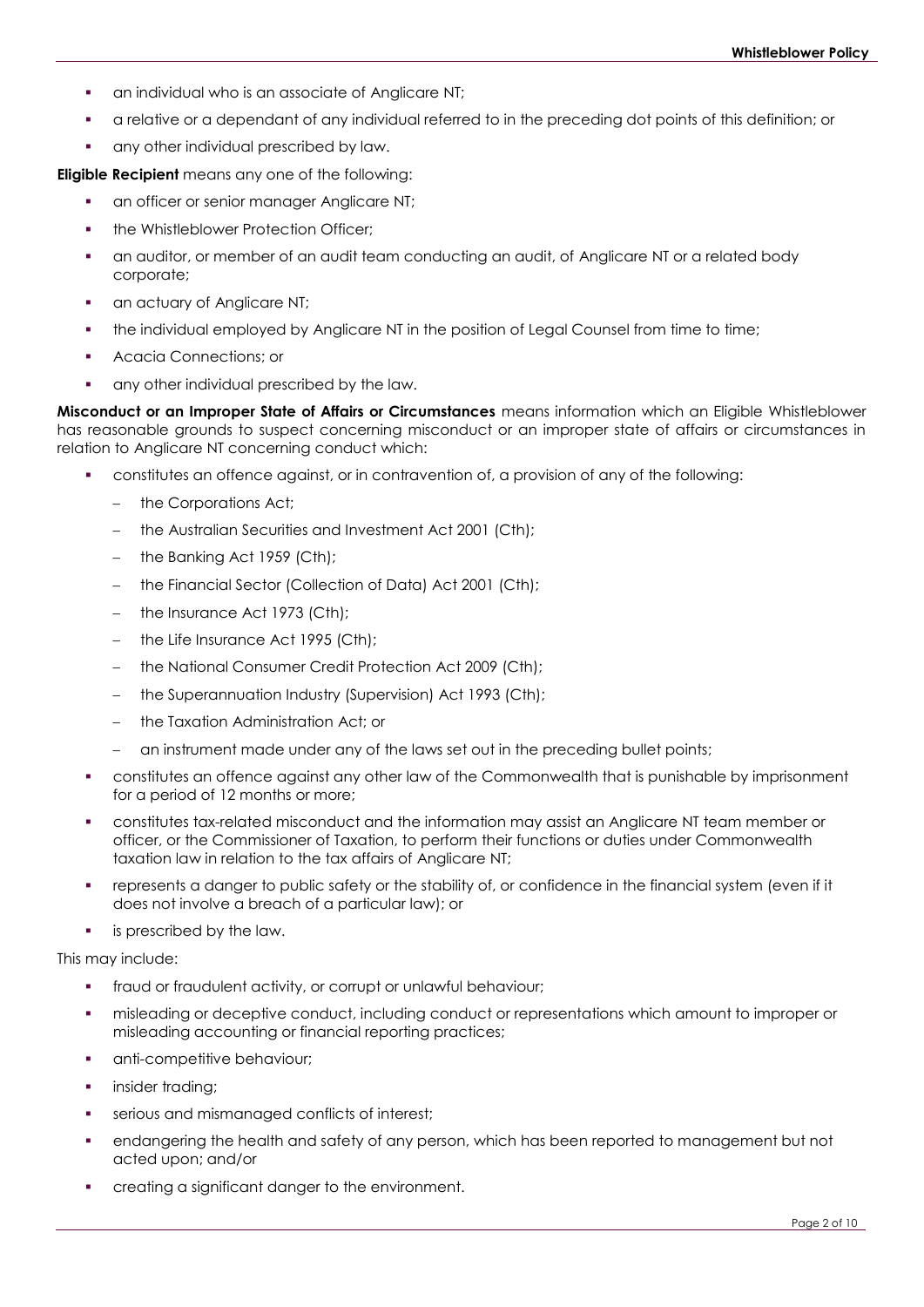- an individual who is an associate of Anglicare NT;
- a relative or a dependant of any individual referred to in the preceding dot points of this definition; or
- any other individual prescribed by law.

**Eligible Recipient** means any one of the following:

- an officer or senior manager Anglicare NT;
- the Whistleblower Protection Officer;
- an auditor, or member of an audit team conducting an audit, of Anglicare NT or a related body corporate;
- an actuary of Anglicare NT;
- the individual employed by Anglicare NT in the position of Legal Counsel from time to time;
- Acacia Connections; or
- any other individual prescribed by the law.

**Misconduct or an Improper State of Affairs or Circumstances** means information which an Eligible Whistleblower has reasonable grounds to suspect concerning misconduct or an improper state of affairs or circumstances in relation to Anglicare NT concerning conduct which:

- constitutes an offence against, or in contravention of, a provision of any of the following:
  - the Corporations Act;
  - the Australian Securities and Investment Act 2001 (Cth);
  - the Banking Act 1959 (Cth);
  - the Financial Sector (Collection of Data) Act 2001 (Cth);
  - the Insurance Act 1973 (Cth);
  - the Life Insurance Act 1995 (Cth);
  - the National Consumer Credit Protection Act 2009 (Cth);
  - the Superannuation Industry (Supervision) Act 1993 (Cth);
  - the Taxation Administration Act; or
  - an instrument made under any of the laws set out in the preceding bullet points;
- constitutes an offence against any other law of the Commonwealth that is punishable by imprisonment for a period of 12 months or more;
- constitutes tax-related misconduct and the information may assist an Anglicare NT team member or officer, or the Commissioner of Taxation, to perform their functions or duties under Commonwealth taxation law in relation to the tax affairs of Anglicare NT;
- represents a danger to public safety or the stability of, or confidence in the financial system (even if it does not involve a breach of a particular law); or
- is prescribed by the law.

This may include:

- fraud or fraudulent activity, or corrupt or unlawful behaviour;
- misleading or deceptive conduct, including conduct or representations which amount to improper or misleading accounting or financial reporting practices;
- anti-competitive behaviour;
- insider trading;
- serious and mismanaged conflicts of interest;
- endangering the health and safety of any person, which has been reported to management but not acted upon; and/or
- creating a significant danger to the environment.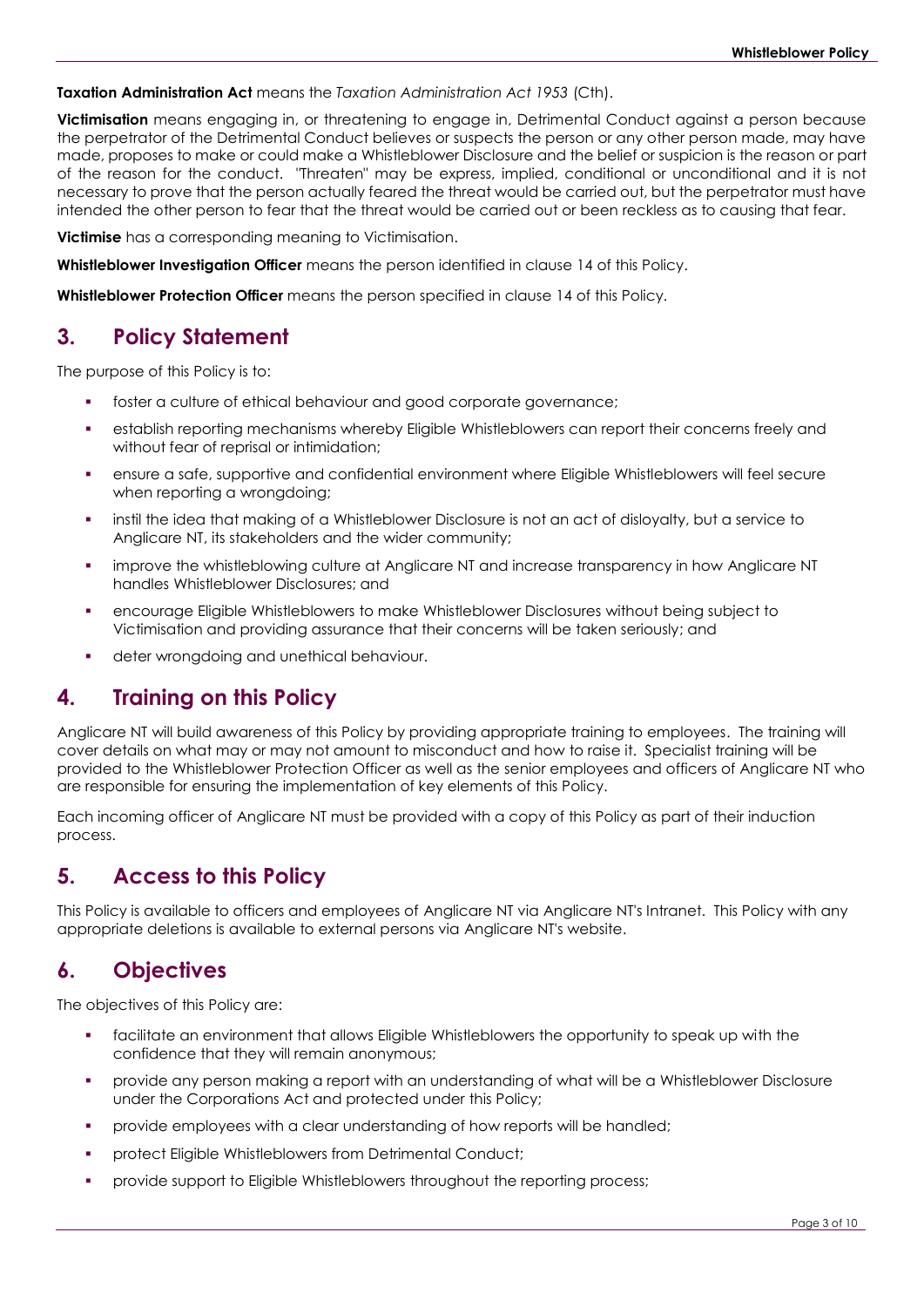**Taxation Administration Act** means the *Taxation Administration Act 1953* (Cth).

**Victimisation** means engaging in, or threatening to engage in, Detrimental Conduct against a person because the perpetrator of the Detrimental Conduct believes or suspects the person or any other person made, may have made, proposes to make or could make a Whistleblower Disclosure and the belief or suspicion is the reason or part of the reason for the conduct. "Threaten" may be express, implied, conditional or unconditional and it is not necessary to prove that the person actually feared the threat would be carried out, but the perpetrator must have intended the other person to fear that the threat would be carried out or been reckless as to causing that fear.

**Victimise** has a corresponding meaning to Victimisation.

**Whistleblower Investigation Officer** means the person identified in clause 14 of this Policy.

**Whistleblower Protection Officer** means the person specified in clause 14 of this Policy.

## 3. Policy Statement

The purpose of this Policy is to:

- foster a culture of ethical behaviour and good corporate governance;
- establish reporting mechanisms whereby Eligible Whistleblowers can report their concerns freely and without fear of reprisal or intimidation;
- ensure a safe, supportive and confidential environment where Eligible Whistleblowers will feel secure when reporting a wrongdoing;
- instil the idea that making of a Whistleblower Disclosure is not an act of disloyalty, but a service to Anglicare NT, its stakeholders and the wider community;
- improve the whistleblowing culture at Anglicare NT and increase transparency in how Anglicare NT handles Whistleblower Disclosures; and
- encourage Eligible Whistleblowers to make Whistleblower Disclosures without being subject to Victimisation and providing assurance that their concerns will be taken seriously; and
- deter wrongdoing and unethical behaviour.

## 4. Training on this Policy

Anglicare NT will build awareness of this Policy by providing appropriate training to employees. The training will cover details on what may or may not amount to misconduct and how to raise it. Specialist training will be provided to the Whistleblower Protection Officer as well as the senior employees and officers of Anglicare NT who are responsible for ensuring the implementation of key elements of this Policy.

Each incoming officer of Anglicare NT must be provided with a copy of this Policy as part of their induction process.

## 5. Access to this Policy

This Policy is available to officers and employees of Anglicare NT via Anglicare NT's Intranet. This Policy with any appropriate deletions is available to external persons via Anglicare NT's website.

## 6. Objectives

The objectives of this Policy are:

- facilitate an environment that allows Eligible Whistleblowers the opportunity to speak up with the confidence that they will remain anonymous;
- provide any person making a report with an understanding of what will be a Whistleblower Disclosure under the Corporations Act and protected under this Policy;
- provide employees with a clear understanding of how reports will be handled;
- protect Eligible Whistleblowers from Detrimental Conduct;
- provide support to Eligible Whistleblowers throughout the reporting process;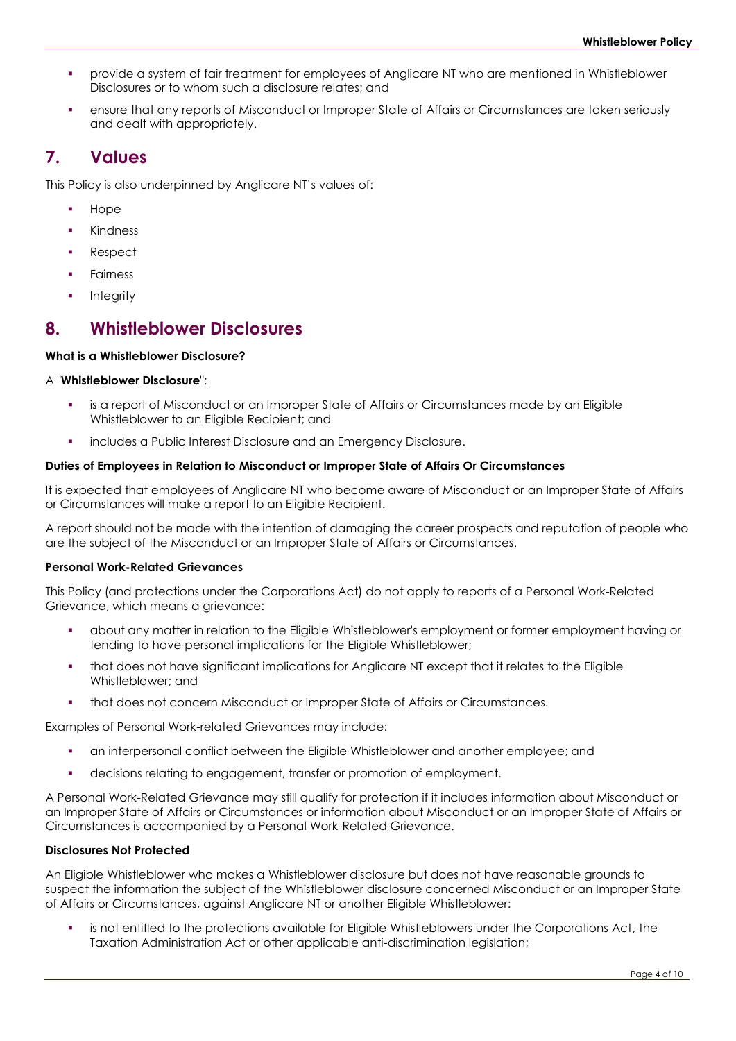- provide a system of fair treatment for employees of Anglicare NT who are mentioned in Whistleblower Disclosures or to whom such a disclosure relates; and
- ensure that any reports of Misconduct or Improper State of Affairs or Circumstances are taken seriously and dealt with appropriately.

# 7. Values

This Policy is also underpinned by Anglicare NT's values of:

- Hope
- Kindness
- Respect
- Fairness
- Integrity

# 8. Whistleblower Disclosures

**What is a Whistleblower Disclosure?**

A "**Whistleblower Disclosure**":

- is a report of Misconduct or an Improper State of Affairs or Circumstances made by an Eligible Whistleblower to an Eligible Recipient; and
- includes a Public Interest Disclosure and an Emergency Disclosure.

**Duties of Employees in Relation to Misconduct or Improper State of Affairs Or Circumstances**

It is expected that employees of Anglicare NT who become aware of Misconduct or an Improper State of Affairs or Circumstances will make a report to an Eligible Recipient.

A report should not be made with the intention of damaging the career prospects and reputation of people who are the subject of the Misconduct or an Improper State of Affairs or Circumstances.

**Personal Work-Related Grievances**

This Policy (and protections under the Corporations Act) do not apply to reports of a Personal Work-Related Grievance, which means a grievance:

- about any matter in relation to the Eligible Whistleblower's employment or former employment having or tending to have personal implications for the Eligible Whistleblower;
- that does not have significant implications for Anglicare NT except that it relates to the Eligible Whistleblower; and
- that does not concern Misconduct or Improper State of Affairs or Circumstances.

Examples of Personal Work-related Grievances may include:

- an interpersonal conflict between the Eligible Whistleblower and another employee; and
- decisions relating to engagement, transfer or promotion of employment.

A Personal Work-Related Grievance may still qualify for protection if it includes information about Misconduct or an Improper State of Affairs or Circumstances or information about Misconduct or an Improper State of Affairs or Circumstances is accompanied by a Personal Work-Related Grievance.

**Disclosures Not Protected**

An Eligible Whistleblower who makes a Whistleblower disclosure but does not have reasonable grounds to suspect the information the subject of the Whistleblower disclosure concerned Misconduct or an Improper State of Affairs or Circumstances, against Anglicare NT or another Eligible Whistleblower:

- is not entitled to the protections available for Eligible Whistleblowers under the Corporations Act, the Taxation Administration Act or other applicable anti-discrimination legislation;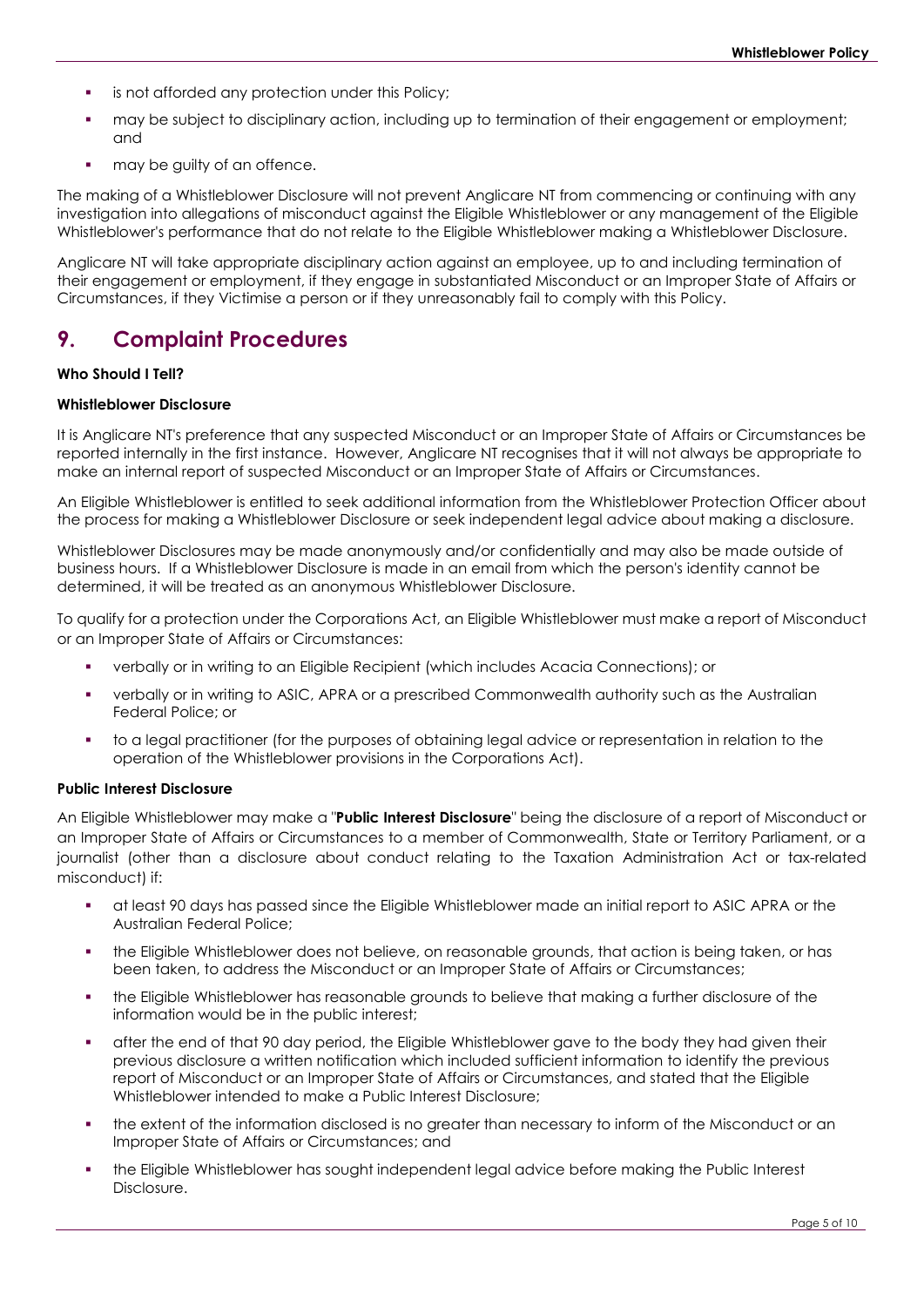- is not afforded any protection under this Policy;
- may be subject to disciplinary action, including up to termination of their engagement or employment; and
- may be guilty of an offence.

The making of a Whistleblower Disclosure will not prevent Anglicare NT from commencing or continuing with any investigation into allegations of misconduct against the Eligible Whistleblower or any management of the Eligible Whistleblower's performance that do not relate to the Eligible Whistleblower making a Whistleblower Disclosure.

Anglicare NT will take appropriate disciplinary action against an employee, up to and including termination of their engagement or employment, if they engage in substantiated Misconduct or an Improper State of Affairs or Circumstances, if they Victimise a person or if they unreasonably fail to comply with this Policy.

## 9. Complaint Procedures

**Who Should I Tell?**

**Whistleblower Disclosure**

It is Anglicare NT's preference that any suspected Misconduct or an Improper State of Affairs or Circumstances be reported internally in the first instance. However, Anglicare NT recognises that it will not always be appropriate to make an internal report of suspected Misconduct or an Improper State of Affairs or Circumstances.

An Eligible Whistleblower is entitled to seek additional information from the Whistleblower Protection Officer about the process for making a Whistleblower Disclosure or seek independent legal advice about making a disclosure.

Whistleblower Disclosures may be made anonymously and/or confidentially and may also be made outside of business hours. If a Whistleblower Disclosure is made in an email from which the person's identity cannot be determined, it will be treated as an anonymous Whistleblower Disclosure.

To qualify for a protection under the Corporations Act, an Eligible Whistleblower must make a report of Misconduct or an Improper State of Affairs or Circumstances:

- verbally or in writing to an Eligible Recipient (which includes Acacia Connections); or
- verbally or in writing to ASIC, APRA or a prescribed Commonwealth authority such as the Australian Federal Police; or
- to a legal practitioner (for the purposes of obtaining legal advice or representation in relation to the operation of the Whistleblower provisions in the Corporations Act).

**Public Interest Disclosure**

An Eligible Whistleblower may make a "**Public Interest Disclosure**" being the disclosure of a report of Misconduct or an Improper State of Affairs or Circumstances to a member of Commonwealth, State or Territory Parliament, or a journalist (other than a disclosure about conduct relating to the Taxation Administration Act or tax-related misconduct) if:

- at least 90 days has passed since the Eligible Whistleblower made an initial report to ASIC APRA or the Australian Federal Police;
- the Eligible Whistleblower does not believe, on reasonable grounds, that action is being taken, or has been taken, to address the Misconduct or an Improper State of Affairs or Circumstances;
- the Eligible Whistleblower has reasonable grounds to believe that making a further disclosure of the information would be in the public interest;
- after the end of that 90 day period, the Eligible Whistleblower gave to the body they had given their previous disclosure a written notification which included sufficient information to identify the previous report of Misconduct or an Improper State of Affairs or Circumstances, and stated that the Eligible Whistleblower intended to make a Public Interest Disclosure;
- the extent of the information disclosed is no greater than necessary to inform of the Misconduct or an Improper State of Affairs or Circumstances; and
- the Eligible Whistleblower has sought independent legal advice before making the Public Interest Disclosure.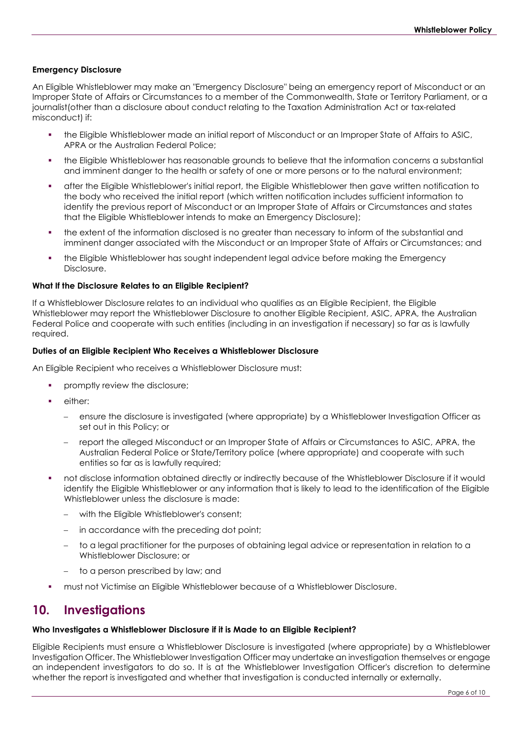**Emergency Disclosure**

An Eligible Whistleblower may make an "Emergency Disclosure" being an emergency report of Misconduct or an Improper State of Affairs or Circumstances to a member of the Commonwealth, State or Territory Parliament, or a journalist(other than a disclosure about conduct relating to the Taxation Administration Act or tax-related misconduct) if:

- the Eligible Whistleblower made an initial report of Misconduct or an Improper State of Affairs to ASIC, APRA or the Australian Federal Police;
- the Eligible Whistleblower has reasonable grounds to believe that the information concerns a substantial and imminent danger to the health or safety of one or more persons or to the natural environment;
- after the Eligible Whistleblower's initial report, the Eligible Whistleblower then gave written notification to the body who received the initial report (which written notification includes sufficient information to identify the previous report of Misconduct or an Improper State of Affairs or Circumstances and states that the Eligible Whistleblower intends to make an Emergency Disclosure);
- the extent of the information disclosed is no greater than necessary to inform of the substantial and imminent danger associated with the Misconduct or an Improper State of Affairs or Circumstances; and
- the Eligible Whistleblower has sought independent legal advice before making the Emergency Disclosure.

**What If the Disclosure Relates to an Eligible Recipient?**

If a Whistleblower Disclosure relates to an individual who qualifies as an Eligible Recipient, the Eligible Whistleblower may report the Whistleblower Disclosure to another Eligible Recipient, ASIC, APRA, the Australian Federal Police and cooperate with such entities (including in an investigation if necessary) so far as is lawfully required.

**Duties of an Eligible Recipient Who Receives a Whistleblower Disclosure**

An Eligible Recipient who receives a Whistleblower Disclosure must:

- promptly review the disclosure;
- either:
  - ensure the disclosure is investigated (where appropriate) by a Whistleblower Investigation Officer as set out in this Policy; or
  - report the alleged Misconduct or an Improper State of Affairs or Circumstances to ASIC, APRA, the Australian Federal Police or State/Territory police (where appropriate) and cooperate with such entities so far as is lawfully required;
- not disclose information obtained directly or indirectly because of the Whistleblower Disclosure if it would identify the Eligible Whistleblower or any information that is likely to lead to the identification of the Eligible Whistleblower unless the disclosure is made:
  - with the Eligible Whistleblower's consent;
  - in accordance with the preceding dot point;
  - to a legal practitioner for the purposes of obtaining legal advice or representation in relation to a Whistleblower Disclosure; or
  - to a person prescribed by law; and
- must not Victimise an Eligible Whistleblower because of a Whistleblower Disclosure.

## 10. Investigations

**Who Investigates a Whistleblower Disclosure if it is Made to an Eligible Recipient?**

Eligible Recipients must ensure a Whistleblower Disclosure is investigated (where appropriate) by a Whistleblower Investigation Officer. The Whistleblower Investigation Officer may undertake an investigation themselves or engage an independent investigators to do so. It is at the Whistleblower Investigation Officer's discretion to determine whether the report is investigated and whether that investigation is conducted internally or externally.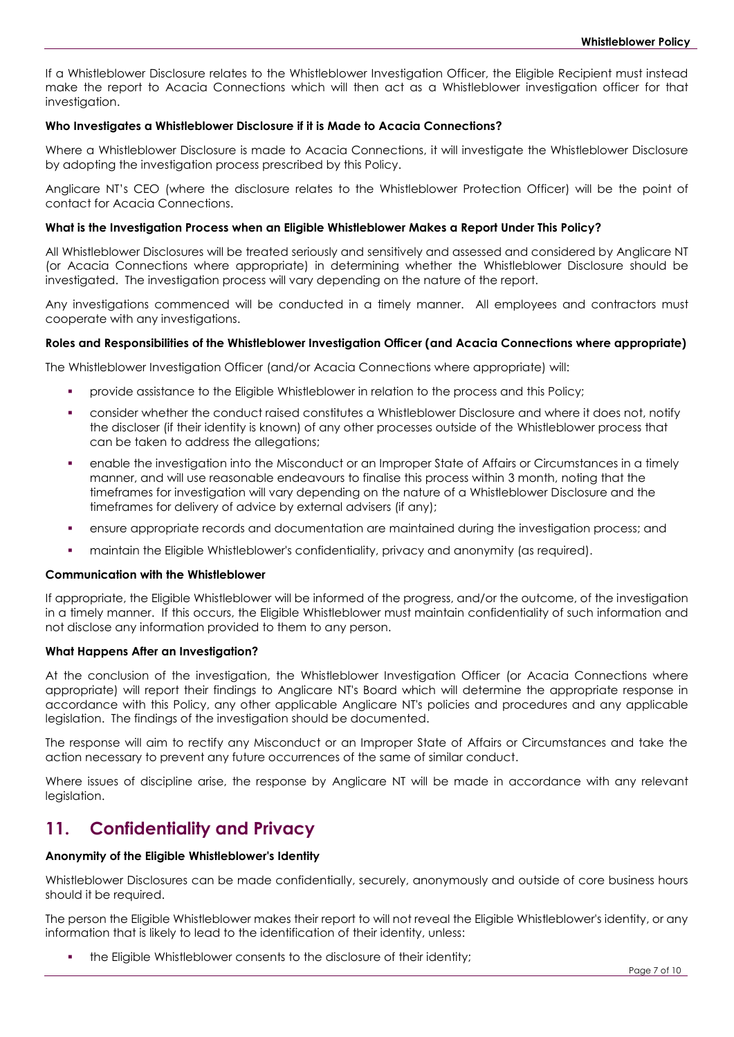If a Whistleblower Disclosure relates to the Whistleblower Investigation Officer, the Eligible Recipient must instead make the report to Acacia Connections which will then act as a Whistleblower investigation officer for that investigation.

**Who Investigates a Whistleblower Disclosure if it is Made to Acacia Connections?**

Where a Whistleblower Disclosure is made to Acacia Connections, it will investigate the Whistleblower Disclosure by adopting the investigation process prescribed by this Policy.

Anglicare NT's CEO (where the disclosure relates to the Whistleblower Protection Officer) will be the point of contact for Acacia Connections.

**What is the Investigation Process when an Eligible Whistleblower Makes a Report Under This Policy?**

All Whistleblower Disclosures will be treated seriously and sensitively and assessed and considered by Anglicare NT (or Acacia Connections where appropriate) in determining whether the Whistleblower Disclosure should be investigated. The investigation process will vary depending on the nature of the report.

Any investigations commenced will be conducted in a timely manner. All employees and contractors must cooperate with any investigations.

**Roles and Responsibilities of the Whistleblower Investigation Officer (and Acacia Connections where appropriate)**

The Whistleblower Investigation Officer (and/or Acacia Connections where appropriate) will:

- provide assistance to the Eligible Whistleblower in relation to the process and this Policy;
- consider whether the conduct raised constitutes a Whistleblower Disclosure and where it does not, notify the discloser (if their identity is known) of any other processes outside of the Whistleblower process that can be taken to address the allegations;
- enable the investigation into the Misconduct or an Improper State of Affairs or Circumstances in a timely manner, and will use reasonable endeavours to finalise this process within 3 month, noting that the timeframes for investigation will vary depending on the nature of a Whistleblower Disclosure and the timeframes for delivery of advice by external advisers (if any);
- ensure appropriate records and documentation are maintained during the investigation process; and
- maintain the Eligible Whistleblower's confidentiality, privacy and anonymity (as required).

**Communication with the Whistleblower**

If appropriate, the Eligible Whistleblower will be informed of the progress, and/or the outcome, of the investigation in a timely manner. If this occurs, the Eligible Whistleblower must maintain confidentiality of such information and not disclose any information provided to them to any person.

**What Happens After an Investigation?**

At the conclusion of the investigation, the Whistleblower Investigation Officer (or Acacia Connections where appropriate) will report their findings to Anglicare NT's Board which will determine the appropriate response in accordance with this Policy, any other applicable Anglicare NT's policies and procedures and any applicable legislation. The findings of the investigation should be documented.

The response will aim to rectify any Misconduct or an Improper State of Affairs or Circumstances and take the action necessary to prevent any future occurrences of the same of similar conduct.

Where issues of discipline arise, the response by Anglicare NT will be made in accordance with any relevant legislation.

## 11. Confidentiality and Privacy

**Anonymity of the Eligible Whistleblower's Identity**

Whistleblower Disclosures can be made confidentially, securely, anonymously and outside of core business hours should it be required.

The person the Eligible Whistleblower makes their report to will not reveal the Eligible Whistleblower's identity, or any information that is likely to lead to the identification of their identity, unless:

- the Eligible Whistleblower consents to the disclosure of their identity;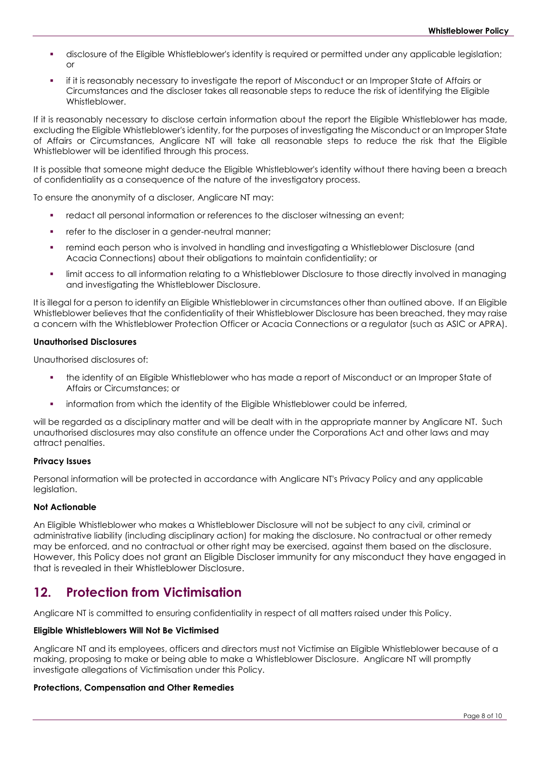- disclosure of the Eligible Whistleblower's identity is required or permitted under any applicable legislation; or
- if it is reasonably necessary to investigate the report of Misconduct or an Improper State of Affairs or Circumstances and the discloser takes all reasonable steps to reduce the risk of identifying the Eligible Whistleblower.

If it is reasonably necessary to disclose certain information about the report the Eligible Whistleblower has made, excluding the Eligible Whistleblower's identity, for the purposes of investigating the Misconduct or an Improper State of Affairs or Circumstances, Anglicare NT will take all reasonable steps to reduce the risk that the Eligible Whistleblower will be identified through this process.

It is possible that someone might deduce the Eligible Whistleblower's identity without there having been a breach of confidentiality as a consequence of the nature of the investigatory process.

To ensure the anonymity of a discloser, Anglicare NT may:

- redact all personal information or references to the discloser witnessing an event;
- refer to the discloser in a gender-neutral manner;
- remind each person who is involved in handling and investigating a Whistleblower Disclosure (and Acacia Connections) about their obligations to maintain confidentiality; or
- limit access to all information relating to a Whistleblower Disclosure to those directly involved in managing and investigating the Whistleblower Disclosure.

It is illegal for a person to identify an Eligible Whistleblower in circumstances other than outlined above. If an Eligible Whistleblower believes that the confidentiality of their Whistleblower Disclosure has been breached, they may raise a concern with the Whistleblower Protection Officer or Acacia Connections or a regulator (such as ASIC or APRA).

**Unauthorised Disclosures**

Unauthorised disclosures of:

- the identity of an Eligible Whistleblower who has made a report of Misconduct or an Improper State of Affairs or Circumstances; or
- information from which the identity of the Eligible Whistleblower could be inferred,

will be regarded as a disciplinary matter and will be dealt with in the appropriate manner by Anglicare NT. Such unauthorised disclosures may also constitute an offence under the Corporations Act and other laws and may attract penalties.

**Privacy Issues**

Personal information will be protected in accordance with Anglicare NT's Privacy Policy and any applicable legislation.

**Not Actionable**

An Eligible Whistleblower who makes a Whistleblower Disclosure will not be subject to any civil, criminal or administrative liability (including disciplinary action) for making the disclosure. No contractual or other remedy may be enforced, and no contractual or other right may be exercised, against them based on the disclosure. However, this Policy does not grant an Eligible Discloser immunity for any misconduct they have engaged in that is revealed in their Whistleblower Disclosure.

## 12. Protection from Victimisation

Anglicare NT is committed to ensuring confidentiality in respect of all matters raised under this Policy.

**Eligible Whistleblowers Will Not Be Victimised**

Anglicare NT and its employees, officers and directors must not Victimise an Eligible Whistleblower because of a making, proposing to make or being able to make a Whistleblower Disclosure. Anglicare NT will promptly investigate allegations of Victimisation under this Policy.

**Protections, Compensation and Other Remedies**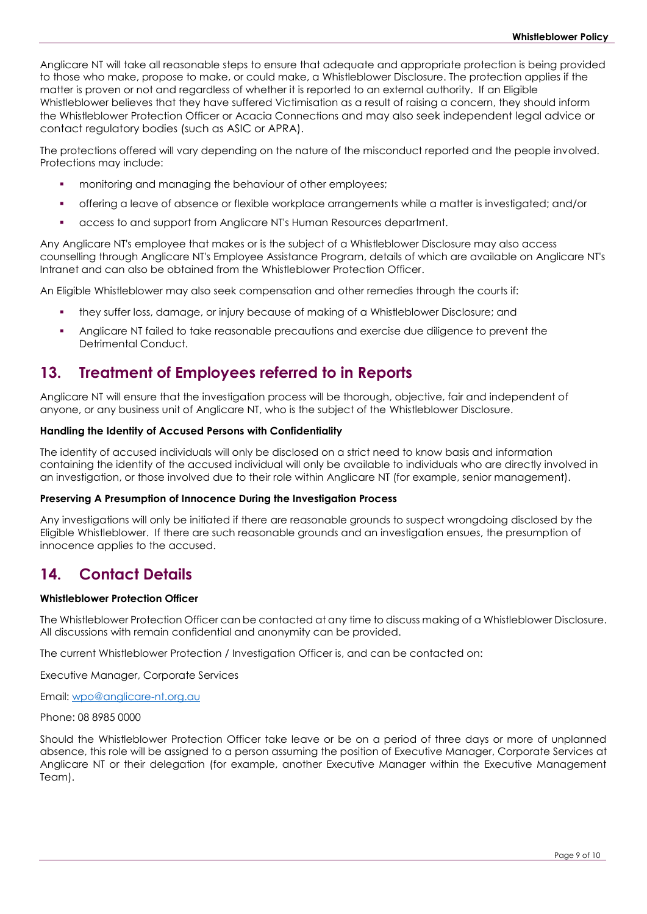Anglicare NT will take all reasonable steps to ensure that adequate and appropriate protection is being provided to those who make, propose to make, or could make, a Whistleblower Disclosure. The protection applies if the matter is proven or not and regardless of whether it is reported to an external authority. If an Eligible Whistleblower believes that they have suffered Victimisation as a result of raising a concern, they should inform the Whistleblower Protection Officer or Acacia Connections and may also seek independent legal advice or contact regulatory bodies (such as ASIC or APRA).

The protections offered will vary depending on the nature of the misconduct reported and the people involved. Protections may include:

- monitoring and managing the behaviour of other employees;
- offering a leave of absence or flexible workplace arrangements while a matter is investigated; and/or
- access to and support from Anglicare NT's Human Resources department.

Any Anglicare NT's employee that makes or is the subject of a Whistleblower Disclosure may also access counselling through Anglicare NT's Employee Assistance Program, details of which are available on Anglicare NT's Intranet and can also be obtained from the Whistleblower Protection Officer.

An Eligible Whistleblower may also seek compensation and other remedies through the courts if:

- they suffer loss, damage, or injury because of making of a Whistleblower Disclosure; and
- Anglicare NT failed to take reasonable precautions and exercise due diligence to prevent the Detrimental Conduct.

## 13. Treatment of Employees referred to in Reports

Anglicare NT will ensure that the investigation process will be thorough, objective, fair and independent of anyone, or any business unit of Anglicare NT, who is the subject of the Whistleblower Disclosure.

**Handling the Identity of Accused Persons with Confidentiality**

The identity of accused individuals will only be disclosed on a strict need to know basis and information containing the identity of the accused individual will only be available to individuals who are directly involved in an investigation, or those involved due to their role within Anglicare NT (for example, senior management).

**Preserving A Presumption of Innocence During the Investigation Process**

Any investigations will only be initiated if there are reasonable grounds to suspect wrongdoing disclosed by the Eligible Whistleblower. If there are such reasonable grounds and an investigation ensues, the presumption of innocence applies to the accused.

## 14. Contact Details

**Whistleblower Protection Officer**

The Whistleblower Protection Officer can be contacted at any time to discuss making of a Whistleblower Disclosure. All discussions with remain confidential and anonymity can be provided.

The current Whistleblower Protection / Investigation Officer is, and can be contacted on:

Executive Manager, Corporate Services

Email: wpo@anglicare-nt.org.au

Phone: 08 8985 0000

Should the Whistleblower Protection Officer take leave or be on a period of three days or more of unplanned absence, this role will be assigned to a person assuming the position of Executive Manager, Corporate Services at Anglicare NT or their delegation (for example, another Executive Manager within the Executive Management Team).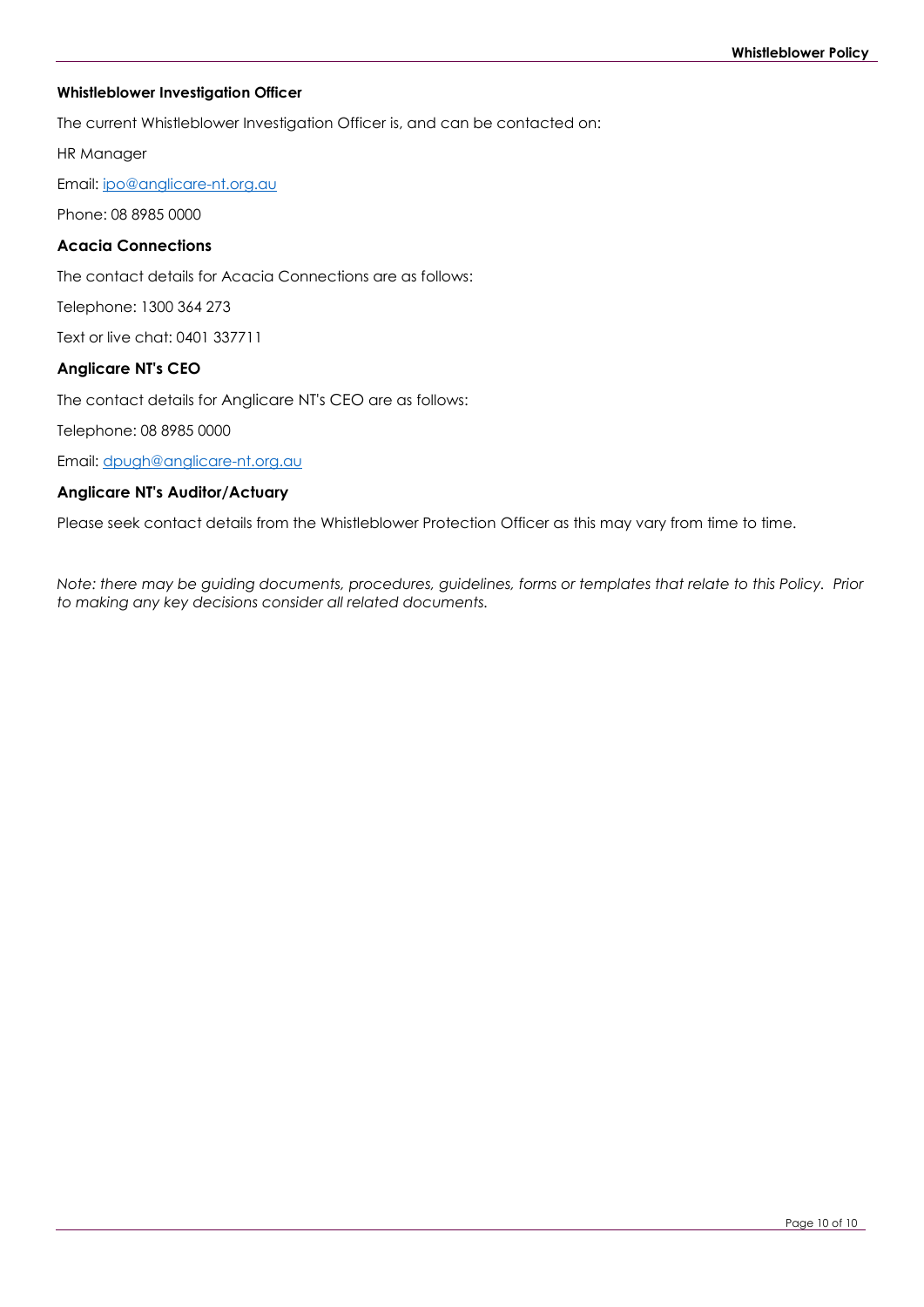**Whistleblower Investigation Officer**

The current Whistleblower Investigation Officer is, and can be contacted on:

HR Manager

Email: ipo@anglicare-nt.org.au

Phone: 08 8985 0000

### Acacia Connections

The contact details for Acacia Connections are as follows:

Telephone: 1300 364 273

Text or live chat: 0401 337711

### Anglicare NT's CEO

The contact details for Anglicare NT's CEO are as follows:

Telephone: 08 8985 0000

Email: dpugh@anglicare-nt.org.au

### Anglicare NT's Auditor/Actuary

Please seek contact details from the Whistleblower Protection Officer as this may vary from time to time.

*Note: there may be guiding documents, procedures, guidelines, forms or templates that relate to this Policy. Prior to making any key decisions consider all related documents.*